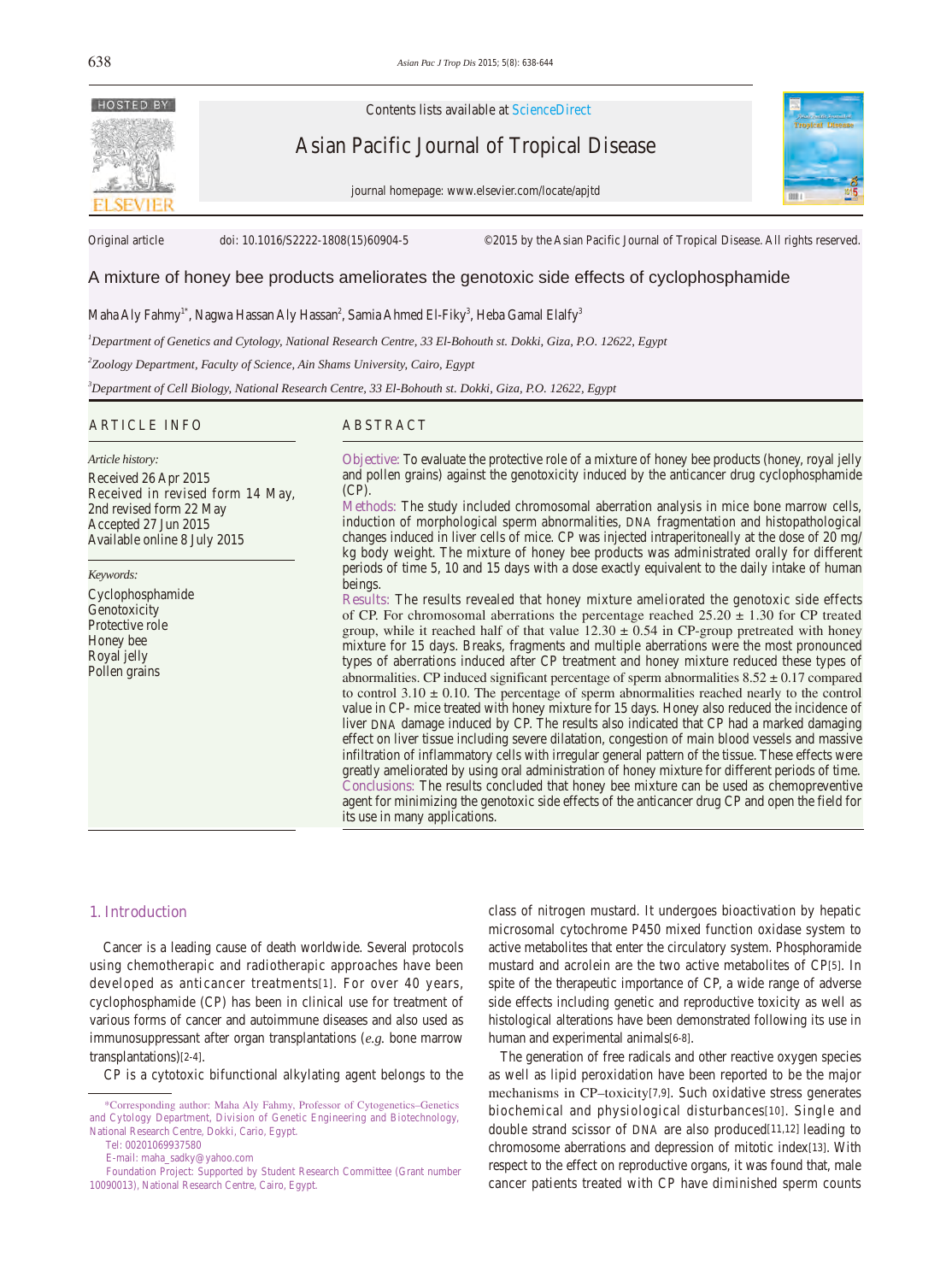Original article doi: 10.1016/S2222-1808(15)60904-5 ©2015 by the Asian Pacific Journal of Tropical Disease. All rights reserved.

# A mixture of honey bee products ameliorates the genotoxic side effects of cyclophosphamide

Maha Aly Fahmy[1*], Nagwa Hassan Aly Hassan[2], Samia Ahmed El-Fiky[3], Heba Gamal Elalfy[3]

[1]*Department of Genetics and Cytology, National Research Centre, 33 El-Bohouth st. Dokki, Giza, P.O. 12622, Egypt*

[2]*Zoology Department, Faculty of Science, Ain Shams University, Cairo, Egypt*

[3]*Department of Cell Biology, National Research Centre, 33 El-Bohouth st. Dokki, Giza, P.O. 12622, Egypt*

## ARTICLE INFO

*Article history:*
Received 26 Apr 2015
Received in revised form 14 May, 2nd revised form 22 May
Accepted 27 Jun 2015
Available online 8 July 2015

*Keywords:*
Cyclophosphamide
Genotoxicity
Protective role
Honey bee
Royal jelly
Pollen grains

## ABSTRACT

**Objective:** To evaluate the protective role of a mixture of honey bee products (honey, royal jelly and pollen grains) against the genotoxicity induced by the anticancer drug cyclophosphamide (CP).

**Methods:** The study included chromosomal aberration analysis in mice bone marrow cells, induction of morphological sperm abnormalities, DNA fragmentation and histopathological changes induced in liver cells of mice. CP was injected intraperitoneally at the dose of 20 mg/kg body weight. The mixture of honey bee products was administrated orally for different periods of time 5, 10 and 15 days with a dose exactly equivalent to the daily intake of human beings.

**Results:** The results revealed that honey mixture ameliorated the genotoxic side effects of CP. For chromosomal aberrations the percentage reached 25.20 ± 1.30 for CP treated group, while it reached half of that value 12.30 ± 0.54 in CP-group pretreated with honey mixture for 15 days. Breaks, fragments and multiple aberrations were the most pronounced types of aberrations induced after CP treatment and honey mixture reduced these types of abnormalities. CP induced significant percentage of sperm abnormalities 8.52 ± 0.17 compared to control 3.10 ± 0.10. The percentage of sperm abnormalities reached nearly to the control value in CP- mice treated with honey mixture for 15 days. Honey also reduced the incidence of liver DNA damage induced by CP. The results also indicated that CP had a marked damaging effect on liver tissue including severe dilatation, congestion of main blood vessels and massive infiltration of inflammatory cells with irregular general pattern of the tissue. These effects were greatly ameliorated by using oral administration of honey mixture for different periods of time.

**Conclusions:** The results concluded that honey bee mixture can be used as chemopreventive agent for minimizing the genotoxic side effects of the anticancer drug CP and open the field for its use in many applications.

## 1. Introduction

Cancer is a leading cause of death worldwide. Several protocols using chemotherapic and radiotherapic approaches have been developed as anticancer treatments[1]. For over 40 years, cyclophosphamide (CP) has been in clinical use for treatment of various forms of cancer and autoimmune diseases and also used as immunosuppressant after organ transplantations (*e.g.* bone marrow transplantations)[2-4].

CP is a cytotoxic bifunctional alkylating agent belongs to the class of nitrogen mustard. It undergoes bioactivation by hepatic microsomal cytochrome P450 mixed function oxidase system to active metabolites that enter the circulatory system. Phosphoramide mustard and acrolein are the two active metabolites of CP[5]. In spite of the therapeutic importance of CP, a wide range of adverse side effects including genetic and reproductive toxicity as well as histological alterations have been demonstrated following its use in human and experimental animals[6-8].

The generation of free radicals and other reactive oxygen species as well as lipid peroxidation have been reported to be the major mechanisms in CP–toxicity[7,9]. Such oxidative stress generates biochemical and physiological disturbances[10]. Single and double strand scissor of DNA are also produced[11,12] leading to chromosome aberrations and depression of mitotic index[13]. With respect to the effect on reproductive organs, it was found that, male cancer patients treated with CP have diminished sperm counts

---

*Corresponding author: Maha Aly Fahmy, Professor of Cytogenetics–Genetics and Cytology Department, Division of Genetic Engineering and Biotechnology, National Research Centre, Dokki, Cario, Egypt.

Tel: 00201069937580

E-mail: maha_sadky@yahoo.com

Foundation Project: Supported by Student Research Committee (Grant number 10090013), National Research Centre, Cairo, Egypt.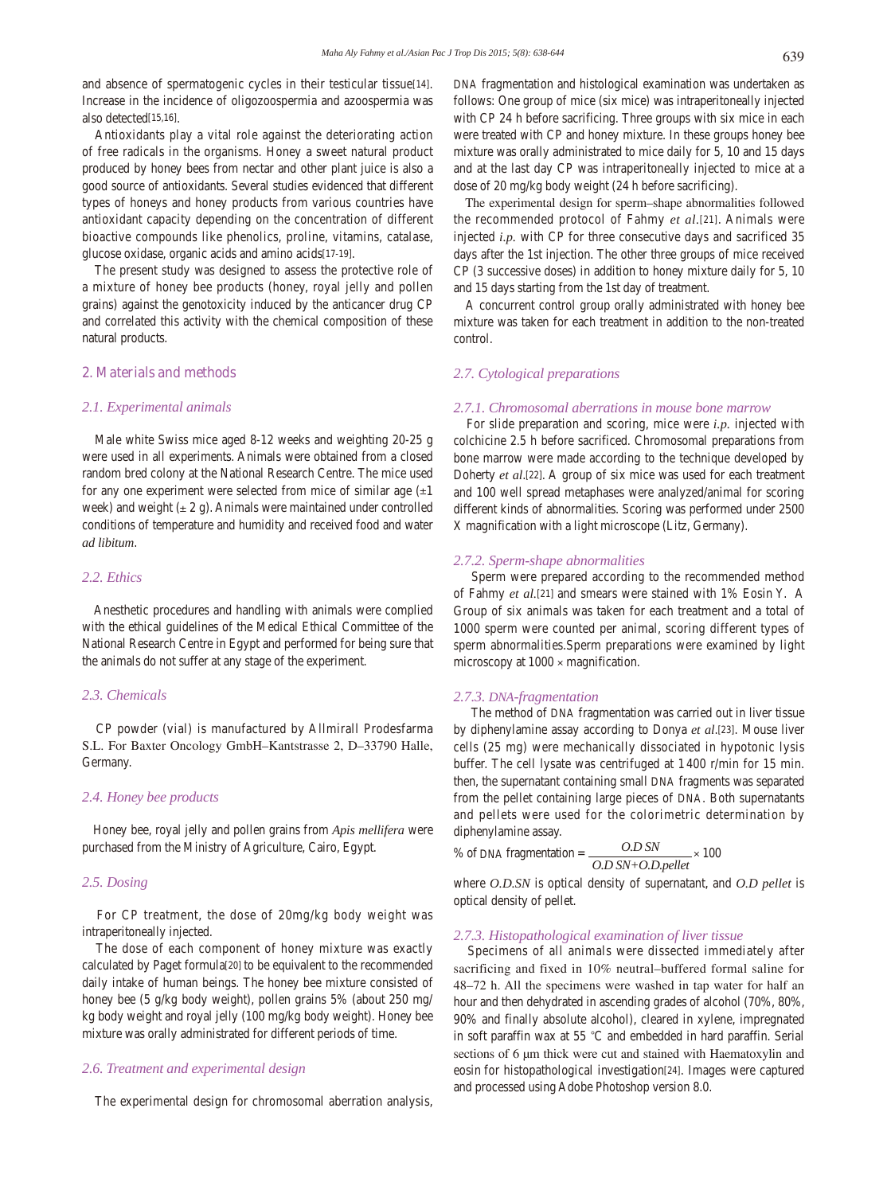and absence of spermatogenic cycles in their testicular tissue[14]. Increase in the incidence of oligozoospermia and azoospermia was also detected[15,16].

Antioxidants play a vital role against the deteriorating action of free radicals in the organisms. Honey a sweet natural product produced by honey bees from nectar and other plant juice is also a good source of antioxidants. Several studies evidenced that different types of honeys and honey products from various countries have antioxidant capacity depending on the concentration of different bioactive compounds like phenolics, proline, vitamins, catalase, glucose oxidase, organic acids and amino acids[17-19].

The present study was designed to assess the protective role of a mixture of honey bee products (honey, royal jelly and pollen grains) against the genotoxicity induced by the anticancer drug CP and correlated this activity with the chemical composition of these natural products.

## 2. Materials and methods

### 2.1. Experimental animals

Male white Swiss mice aged 8-12 weeks and weighting 20-25 g were used in all experiments. Animals were obtained from a closed random bred colony at the National Research Centre. The mice used for any one experiment were selected from mice of similar age (±1 week) and weight (± 2 g). Animals were maintained under controlled conditions of temperature and humidity and received food and water *ad libitum*.

### 2.2. Ethics

Anesthetic procedures and handling with animals were complied with the ethical guidelines of the Medical Ethical Committee of the National Research Centre in Egypt and performed for being sure that the animals do not suffer at any stage of the experiment.

### 2.3. Chemicals

CP powder (vial) is manufactured by Allmirall Prodesfarma S.L. For Baxter Oncology GmbH–Kantstrasse 2, D–33790 Halle, Germany.

### 2.4. Honey bee products

Honey bee, royal jelly and pollen grains from *Apis mellifera* were purchased from the Ministry of Agriculture, Cairo, Egypt.

### 2.5. Dosing

For CP treatment, the dose of 20mg/kg body weight was intraperitoneally injected.

The dose of each component of honey mixture was exactly calculated by Paget formula[20] to be equivalent to the recommended daily intake of human beings. The honey bee mixture consisted of honey bee (5 g/kg body weight), pollen grains 5% (about 250 mg/kg body weight and royal jelly (100 mg/kg body weight). Honey bee mixture was orally administrated for different periods of time.

### 2.6. Treatment and experimental design

The experimental design for chromosomal aberration analysis, DNA fragmentation and histological examination was undertaken as follows: One group of mice (six mice) was intraperitoneally injected with CP 24 h before sacrificing. Three groups with six mice in each were treated with CP and honey mixture. In these groups honey bee mixture was orally administrated to mice daily for 5, 10 and 15 days and at the last day CP was intraperitoneally injected to mice at a dose of 20 mg/kg body weight (24 h before sacrificing).

The experimental design for sperm–shape abnormalities followed the recommended protocol of Fahmy *et al*.[21]. Animals were injected *i.p.* with CP for three consecutive days and sacrificed 35 days after the 1st injection. The other three groups of mice received CP (3 successive doses) in addition to honey mixture daily for 5, 10 and 15 days starting from the 1st day of treatment.

A concurrent control group orally administrated with honey bee mixture was taken for each treatment in addition to the non-treated control.

### 2.7. Cytological preparations

#### 2.7.1. Chromosomal aberrations in mouse bone marrow

For slide preparation and scoring, mice were *i.p.* injected with colchicine 2.5 h before sacrificed. Chromosomal preparations from bone marrow were made according to the technique developed by Doherty *et al*.[22]. A group of six mice was used for each treatment and 100 well spread metaphases were analyzed/animal for scoring different kinds of abnormalities. Scoring was performed under 2500 X magnification with a light microscope (Litz, Germany).

#### 2.7.2. Sperm-shape abnormalities

Sperm were prepared according to the recommended method of Fahmy *et al*.[21] and smears were stained with 1% Eosin Y. A Group of six animals was taken for each treatment and a total of 1000 sperm were counted per animal, scoring different types of sperm abnormalities.Sperm preparations were examined by light microscopy at 1000 × magnification.

#### 2.7.3. DNA-fragmentation

The method of DNA fragmentation was carried out in liver tissue by diphenylamine assay according to Donya *et al*.[23]. Mouse liver cells (25 mg) were mechanically dissociated in hypotonic lysis buffer. The cell lysate was centrifuged at 1400 r/min for 15 min. then, the supernatant containing small DNA fragments was separated from the pellet containing large pieces of DNA. Both supernatants and pellets were used for the colorimetric determination by diphenylamine assay.

$$\text{\% of DNA fragmentation} = \frac{O.D\,SN}{O.D\,SN + O.D.pellet} \times 100$$

where *O.D.SN* is optical density of supernatant, and *O.D pellet* is optical density of pellet.

#### 2.7.3. Histopathological examination of liver tissue

Specimens of all animals were dissected immediately after sacrificing and fixed in 10% neutral–buffered formal saline for 48–72 h. All the specimens were washed in tap water for half an hour and then dehydrated in ascending grades of alcohol (70%, 80%, 90% and finally absolute alcohol), cleared in xylene, impregnated in soft paraffin wax at 55 °C and embedded in hard paraffin. Serial sections of 6 µm thick were cut and stained with Haematoxylin and eosin for histopathological investigation[24]. Images were captured and processed using Adobe Photoshop version 8.0.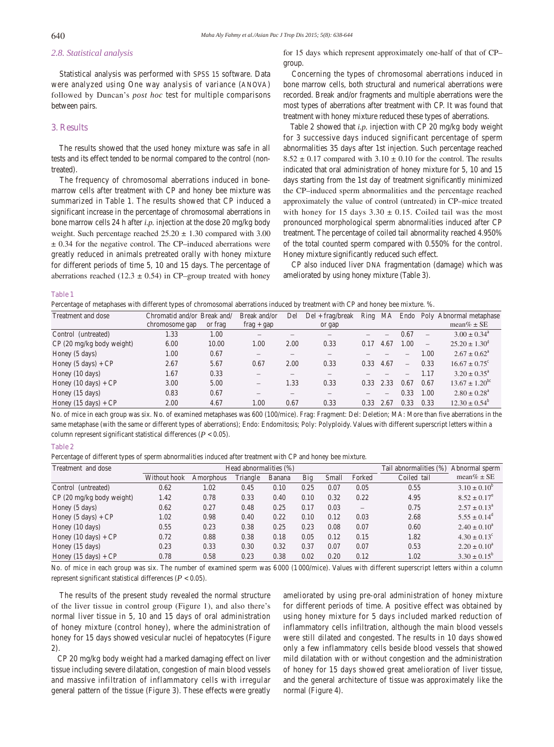### 2.8. Statistical analysis

Statistical analysis was performed with SPSS 15 software. Data were analyzed using One way analysis of variance (ANOVA) followed by Duncan's *post hoc* test for multiple comparisons between pairs.

## 3. Results

The results showed that the used honey mixture was safe in all tests and its effect tended to be normal compared to the control (non-treated).

The frequency of chromosomal aberrations induced in bone-marrow cells after treatment with CP and honey bee mixture was summarized in Table 1. The results showed that CP induced a significant increase in the percentage of chromosomal aberrations in bone marrow cells 24 h after *i.p.* injection at the dose 20 mg/kg body weight. Such percentage reached $25.20 \pm 1.30$ compared with $3.00 \pm 0.34$ for the negative control. The CP–induced aberrations were greatly reduced in animals pretreated orally with honey mixture for different periods of time 5, 10 and 15 days. The percentage of aberrations reached ($12.3 \pm 0.54$) in CP–group treated with honey for 15 days which represent approximately one-half of that of CP–group.

Concerning the types of chromosomal aberrations induced in bone marrow cells, both structural and numerical aberrations were recorded. Break and/or fragments and multiple aberrations were the most types of aberrations after treatment with CP. It was found that treatment with honey mixture reduced these types of aberrations.

Table 2 showed that *i.p.* injection with CP 20 mg/kg body weight for 3 successive days induced significant percentage of sperm abnormalities 35 days after 1st injection. Such percentage reached $8.52 \pm 0.17$ compared with $3.10 \pm 0.10$ for the control. The results indicated that oral administration of honey mixture for 5, 10 and 15 days starting from the 1st day of treatment significantly minimized the CP–induced sperm abnormalities and the percentage reached approximately the value of control (untreated) in CP–mice treated with honey for 15 days $3.30 \pm 0.15$. Coiled tail was the most pronounced morphological sperm abnormalities induced after CP treatment. The percentage of coiled tail abnormality reached 4.950% of the total counted sperm compared with 0.550% for the control. Honey mixture significantly reduced such effect.

CP also induced liver DNA fragmentation (damage) which was ameliorated by using honey mixture (Table 3).

**Table 1**

Percentage of metaphases with different types of chromosomal aberrations induced by treatment with CP and honey bee mixture. %.

| Treatment and dose | Chromatid and/or chromosome gap | Break and/ or frag | Break and/or frag + gap | Del | Del + frag/break or gap | Ring | MA | Endo | Poly | Abnormal metaphase mean% ± SE |
|---|---|---|---|---|---|---|---|---|---|---|
| Control (untreated) | 1.33 | 1.00 | – | – | – | – | – | 0.67 | – | $3.00 \pm 0.34^{a}$ |
| CP (20 mg/kg body weight) | 6.00 | 10.00 | 1.00 | 2.00 | 0.33 | 0.17 | 4.67 | 1.00 | – | $25.20 \pm 1.30^{d}$ |
| Honey (5 days) | 1.00 | 0.67 | – | – | – | – | – | – | 1.00 | $2.67 \pm 0.62^{a}$ |
| Honey (5 days) + CP | 2.67 | 5.67 | 0.67 | 2.00 | 0.33 | 0.33 | 4.67 | – | 0.33 | $16.67 \pm 0.75^{c}$ |
| Honey (10 days) | 1.67 | 0.33 | – | – | – | – | – | – | 1.17 | $3.20 \pm 0.35^{a}$ |
| Honey (10 days) + CP | 3.00 | 5.00 | – | 1.33 | 0.33 | 0.33 | 2.33 | 0.67 | 0.67 | $13.67 \pm 1.20^{bc}$ |
| Honey (15 days) | 0.83 | 0.67 | – | – | – | – | – | 0.33 | 1.00 | $2.80 \pm 0.28^{a}$ |
| Honey (15 days) + CP | 2.00 | 4.67 | 1.00 | 0.67 | 0.33 | 0.33 | 2.67 | 0.33 | 0.33 | $12.30 \pm 0.54^{b}$ |

No. of mice in each group was six. No. of examined metaphases was 600 (100/mice). Frag: Fragment: Del: Deletion; MA: More than five aberrations in the same metaphase (with the same or different types of aberrations); Endo: Endomitosis; Poly: Polyploidy. Values with different superscript letters within a column represent significant statistical differences ($P < 0.05$).

**Table 2**

Percentage of different types of sperm abnormalities induced after treatment with CP and honey bee mixture.

| Treatment and dose | Head abnormalities (%) | | | | | | | Tail abnormalities (%) | Abnormal sperm |
|---|---|---|---|---|---|---|---|---|---|
| | Without hook | Amorphous | Triangle | Banana | Big | Small | Forked | Coiled tail | mean% ± SE |
| Control (untreated) | 0.62 | 1.02 | 0.45 | 0.10 | 0.25 | 0.07 | 0.05 | 0.55 | $3.10 \pm 0.10^{b}$ |
| CP (20 mg/kg body weight) | 1.42 | 0.78 | 0.33 | 0.40 | 0.10 | 0.32 | 0.22 | 4.95 | $8.52 \pm 0.17^{e}$ |
| Honey (5 days) | 0.62 | 0.27 | 0.48 | 0.25 | 0.17 | 0.03 | – | 0.75 | $2.57 \pm 0.13^{a}$ |
| Honey (5 days) + CP | 1.02 | 0.98 | 0.40 | 0.22 | 0.10 | 0.12 | 0.03 | 2.68 | $5.55 \pm 0.14^{d}$ |
| Honey (10 days) | 0.55 | 0.23 | 0.38 | 0.25 | 0.23 | 0.08 | 0.07 | 0.60 | $2.40 \pm 0.10^{a}$ |
| Honey (10 days) + CP | 0.72 | 0.88 | 0.38 | 0.18 | 0.05 | 0.12 | 0.15 | 1.82 | $4.30 \pm 0.13^{c}$ |
| Honey (15 days) | 0.23 | 0.33 | 0.30 | 0.32 | 0.37 | 0.07 | 0.07 | 0.53 | $2.20 \pm 0.10^{a}$ |
| Honey (15 days) + CP | 0.78 | 0.58 | 0.23 | 0.38 | 0.02 | 0.20 | 0.12 | 1.02 | $3.30 \pm 0.15^{b}$ |

No. of mice in each group was six. The number of examined sperm was 6000 (1000/mice). Values with different superscript letters within a column represent significant statistical differences ($P < 0.05$).

The results of the present study revealed the normal structure of the liver tissue in control group (Figure 1), and also there's normal liver tissue in 5, 10 and 15 days of oral administration of honey mixture (control honey), where the administration of honey for 15 days showed vesicular nuclei of hepatocytes (Figure 2).

CP 20 mg/kg body weight had a marked damaging effect on liver tissue including severe dilatation, congestion of main blood vessels and massive infiltration of inflammatory cells with irregular general pattern of the tissue (Figure 3). These effects were greatly ameliorated by using pre-oral administration of honey mixture for different periods of time. A positive effect was obtained by using honey mixture for 5 days included marked reduction of inflammatory cells infiltration, although the main blood vessels were still dilated and congested. The results in 10 days showed only a few inflammatory cells beside blood vessels that showed mild dilatation with or without congestion and the administration of honey for 15 days showed great amelioration of liver tissue, and the general architecture of tissue was approximately like the normal (Figure 4).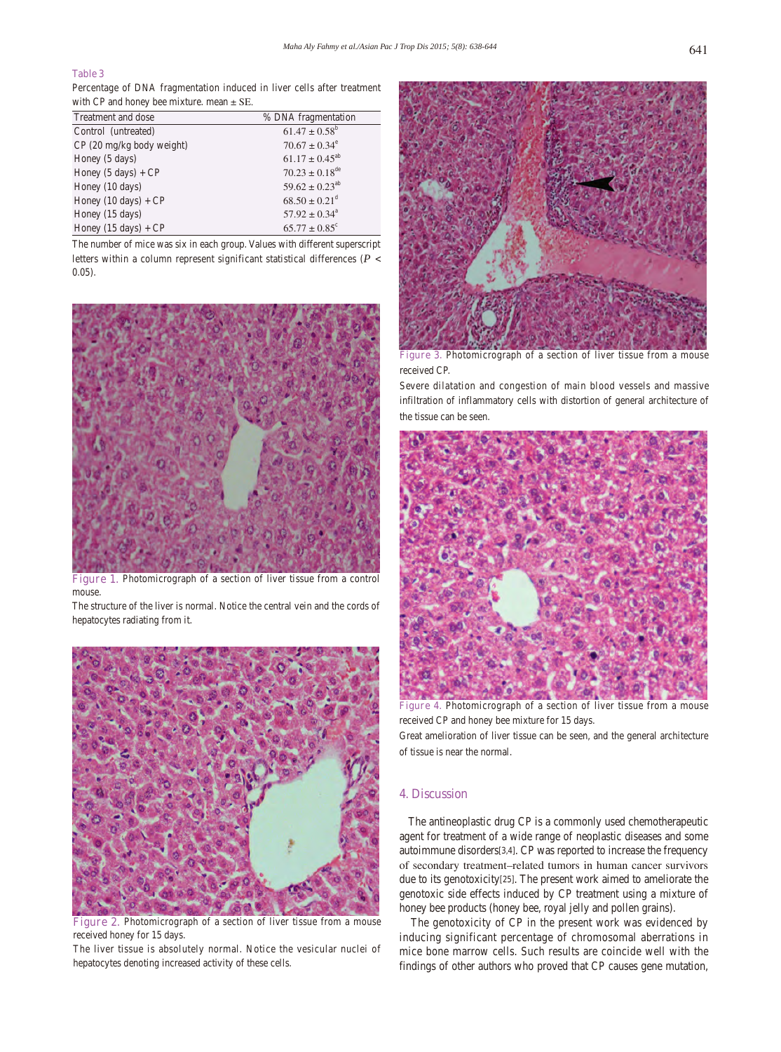Table 3

Percentage of DNA fragmentation induced in liver cells after treatment with CP and honey bee mixture. mean ± SE.

| Treatment and dose | % DNA fragmentation |
| --- | --- |
| Control (untreated) | $61.47 \pm 0.58^{b}$ |
| CP (20 mg/kg body weight) | $70.67 \pm 0.34^{e}$ |
| Honey (5 days) | $61.17 \pm 0.45^{ab}$ |
| Honey (5 days) + CP | $70.23 \pm 0.18^{de}$ |
| Honey (10 days) | $59.62 \pm 0.23^{ab}$ |
| Honey (10 days) + CP | $68.50 \pm 0.21^{d}$ |
| Honey (15 days) | $57.92 \pm 0.34^{a}$ |
| Honey (15 days) + CP | $65.77 \pm 0.85^{c}$ |

The number of mice was six in each group. Values with different superscript letters within a column represent significant statistical differences ($P < 0.05$).

Figure 1. Photomicrograph of a section of liver tissue from a control mouse.

The structure of the liver is normal. Notice the central vein and the cords of hepatocytes radiating from it.

Figure 2. Photomicrograph of a section of liver tissue from a mouse received honey for 15 days.

The liver tissue is absolutely normal. Notice the vesicular nuclei of hepatocytes denoting increased activity of these cells.

Figure 3. Photomicrograph of a section of liver tissue from a mouse received CP.

Severe dilatation and congestion of main blood vessels and massive infiltration of inflammatory cells with distortion of general architecture of the tissue can be seen.

Figure 4. Photomicrograph of a section of liver tissue from a mouse received CP and honey bee mixture for 15 days.

Great amelioration of liver tissue can be seen, and the general architecture of tissue is near the normal.

## 4. Discussion

The antineoplastic drug CP is a commonly used chemotherapeutic agent for treatment of a wide range of neoplastic diseases and some autoimmune disorders[3,4]. CP was reported to increase the frequency of secondary treatment–related tumors in human cancer survivors due to its genotoxicity[25]. The present work aimed to ameliorate the genotoxic side effects induced by CP treatment using a mixture of honey bee products (honey bee, royal jelly and pollen grains).

The genotoxicity of CP in the present work was evidenced by inducing significant percentage of chromosomal aberrations in mice bone marrow cells. Such results are coincide well with the findings of other authors who proved that CP causes gene mutation,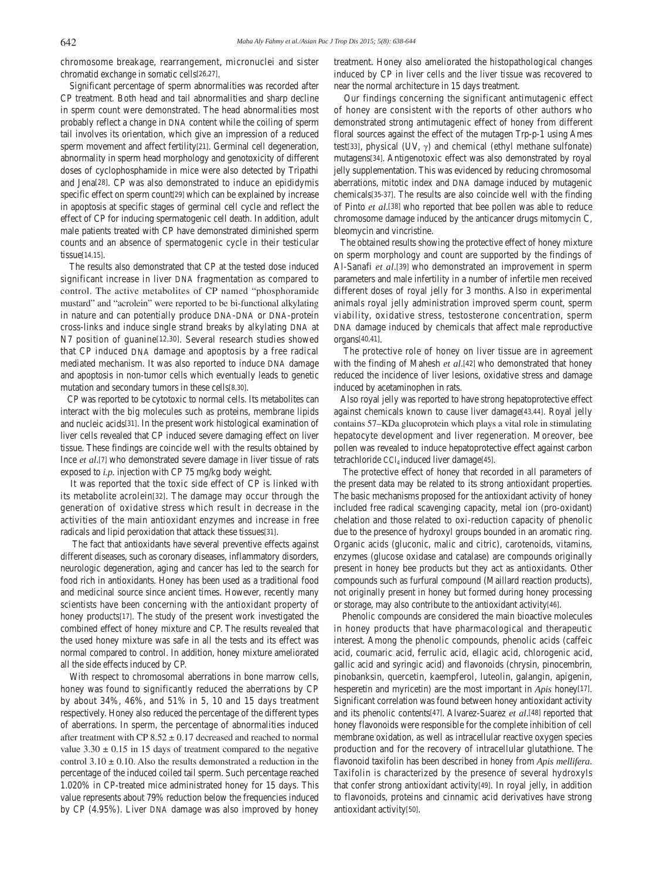chromosome breakage, rearrangement, micronuclei and sister chromatid exchange in somatic cells[26,27].

Significant percentage of sperm abnormalities was recorded after CP treatment. Both head and tail abnormalities and sharp decline in sperm count were demonstrated. The head abnormalities most probably reflect a change in DNA content while the coiling of sperm tail involves its orientation, which give an impression of a reduced sperm movement and affect fertility[21]. Germinal cell degeneration, abnormality in sperm head morphology and genotoxicity of different doses of cyclophosphamide in mice were also detected by Tripathi and Jena[28]. CP was also demonstrated to induce an epididymis specific effect on sperm count[29] which can be explained by increase in apoptosis at specific stages of germinal cell cycle and reflect the effect of CP for inducing spermatogenic cell death. In addition, adult male patients treated with CP have demonstrated diminished sperm counts and an absence of spermatogenic cycle in their testicular tissue[14,15].

The results also demonstrated that CP at the tested dose induced significant increase in liver DNA fragmentation as compared to control. The active metabolites of CP named "phosphoramide mustard" and "acrolein" were reported to be bi-functional alkylating in nature and can potentially produce DNA-DNA or DNA-protein cross-links and induce single strand breaks by alkylating DNA at N7 position of guanine[12,30]. Several research studies showed that CP induced DNA damage and apoptosis by a free radical mediated mechanism. It was also reported to induce DNA damage and apoptosis in non-tumor cells which eventually leads to genetic mutation and secondary tumors in these cells[8,30].

CP was reported to be cytotoxic to normal cells. Its metabolites can interact with the big molecules such as proteins, membrane lipids and nucleic acids[31]. In the present work histological examination of liver cells revealed that CP induced severe damaging effect on liver tissue. These findings are coincide well with the results obtained by Ince *et al*.[7] who demonstrated severe damage in liver tissue of rats exposed to *i.p.* injection with CP 75 mg/kg body weight.

It was reported that the toxic side effect of CP is linked with its metabolite acrolein[32]. The damage may occur through the generation of oxidative stress which result in decrease in the activities of the main antioxidant enzymes and increase in free radicals and lipid peroxidation that attack these tissues[31].

The fact that antioxidants have several preventive effects against different diseases, such as coronary diseases, inflammatory disorders, neurologic degeneration, aging and cancer has led to the search for food rich in antioxidants. Honey has been used as a traditional food and medicinal source since ancient times. However, recently many scientists have been concerning with the antioxidant property of honey products[17]. The study of the present work investigated the combined effect of honey mixture and CP. The results revealed that the used honey mixture was safe in all the tests and its effect was normal compared to control. In addition, honey mixture ameliorated all the side effects induced by CP.

With respect to chromosomal aberrations in bone marrow cells, honey was found to significantly reduced the aberrations by CP by about 34%, 46%, and 51% in 5, 10 and 15 days treatment respectively. Honey also reduced the percentage of the different types of aberrations. In sperm, the percentage of abnormalities induced after treatment with CP $8.52 \pm 0.17$ decreased and reached to normal value $3.30 \pm 0.15$ in 15 days of treatment compared to the negative control $3.10 \pm 0.10$. Also the results demonstrated a reduction in the percentage of the induced coiled tail sperm. Such percentage reached 1.020% in CP-treated mice administrated honey for 15 days. This value represents about 79% reduction below the frequencies induced by CP (4.95%). Liver DNA damage was also improved by honey treatment. Honey also ameliorated the histopathological changes induced by CP in liver cells and the liver tissue was recovered to near the normal architecture in 15 days treatment.

Our findings concerning the significant antimutagenic effect of honey are consistent with the reports of other authors who demonstrated strong antimutagenic effect of honey from different floral sources against the effect of the mutagen Trp-p-1 using Ames test[33], physical (UV, $\gamma$) and chemical (ethyl methane sulfonate) mutagens[34]. Antigenotoxic effect was also demonstrated by royal jelly supplementation. This was evidenced by reducing chromosomal aberrations, mitotic index and DNA damage induced by mutagenic chemicals[35-37]. The results are also coincide well with the finding of Pinto *et al*.[38] who reported that bee pollen was able to reduce chromosome damage induced by the anticancer drugs mitomycin C, bleomycin and vincristine.

The obtained results showing the protective effect of honey mixture on sperm morphology and count are supported by the findings of Al-Sanafi *et al*.[39] who demonstrated an improvement in sperm parameters and male infertility in a number of infertile men received different doses of royal jelly for 3 months. Also in experimental animals royal jelly administration improved sperm count, sperm viability, oxidative stress, testosterone concentration, sperm DNA damage induced by chemicals that affect male reproductive organs[40,41].

The protective role of honey on liver tissue are in agreement with the finding of Mahesh *et al*.[42] who demonstrated that honey reduced the incidence of liver lesions, oxidative stress and damage induced by acetaminophen in rats.

Also royal jelly was reported to have strong hepatoprotective effect against chemicals known to cause liver damage[43,44]. Royal jelly contains 57–KDa glucoprotein which plays a vital role in stimulating hepatocyte development and liver regeneration. Moreover, bee pollen was revealed to induce hepatoprotective effect against carbon tetrachloride $CCl_4$ induced liver damage[45].

The protective effect of honey that recorded in all parameters of the present data may be related to its strong antioxidant properties. The basic mechanisms proposed for the antioxidant activity of honey included free radical scavenging capacity, metal ion (pro-oxidant) chelation and those related to oxi-reduction capacity of phenolic due to the presence of hydroxyl groups bounded in an aromatic ring. Organic acids (gluconic, malic and citric), carotenoids, vitamins, enzymes (glucose oxidase and catalase) are compounds originally present in honey bee products but they act as antioxidants. Other compounds such as furfural compound (Maillard reaction products), not originally present in honey but formed during honey processing or storage, may also contribute to the antioxidant activity[46].

Phenolic compounds are considered the main bioactive molecules in honey products that have pharmacological and therapeutic interest. Among the phenolic compounds, phenolic acids (caffeic acid, coumaric acid, ferrulic acid, ellagic acid, chlorogenic acid, gallic acid and syringic acid) and flavonoids (chrysin, pinocembrin, pinobanksin, quercetin, kaempferol, luteolin, galangin, apigenin, hesperetin and myricetin) are the most important in *Apis* honey[17]. Significant correlation was found between honey antioxidant activity and its phenolic contents[47]. Alvarez-Suarez *et al*.[48] reported that honey flavonoids were responsible for the complete inhibition of cell membrane oxidation, as well as intracellular reactive oxygen species production and for the recovery of intracellular glutathione. The flavonoid taxifolin has been described in honey from *Apis mellifera*. Taxifolin is characterized by the presence of several hydroxyls that confer strong antioxidant activity[49]. In royal jelly, in addition to flavonoids, proteins and cinnamic acid derivatives have strong antioxidant activity[50].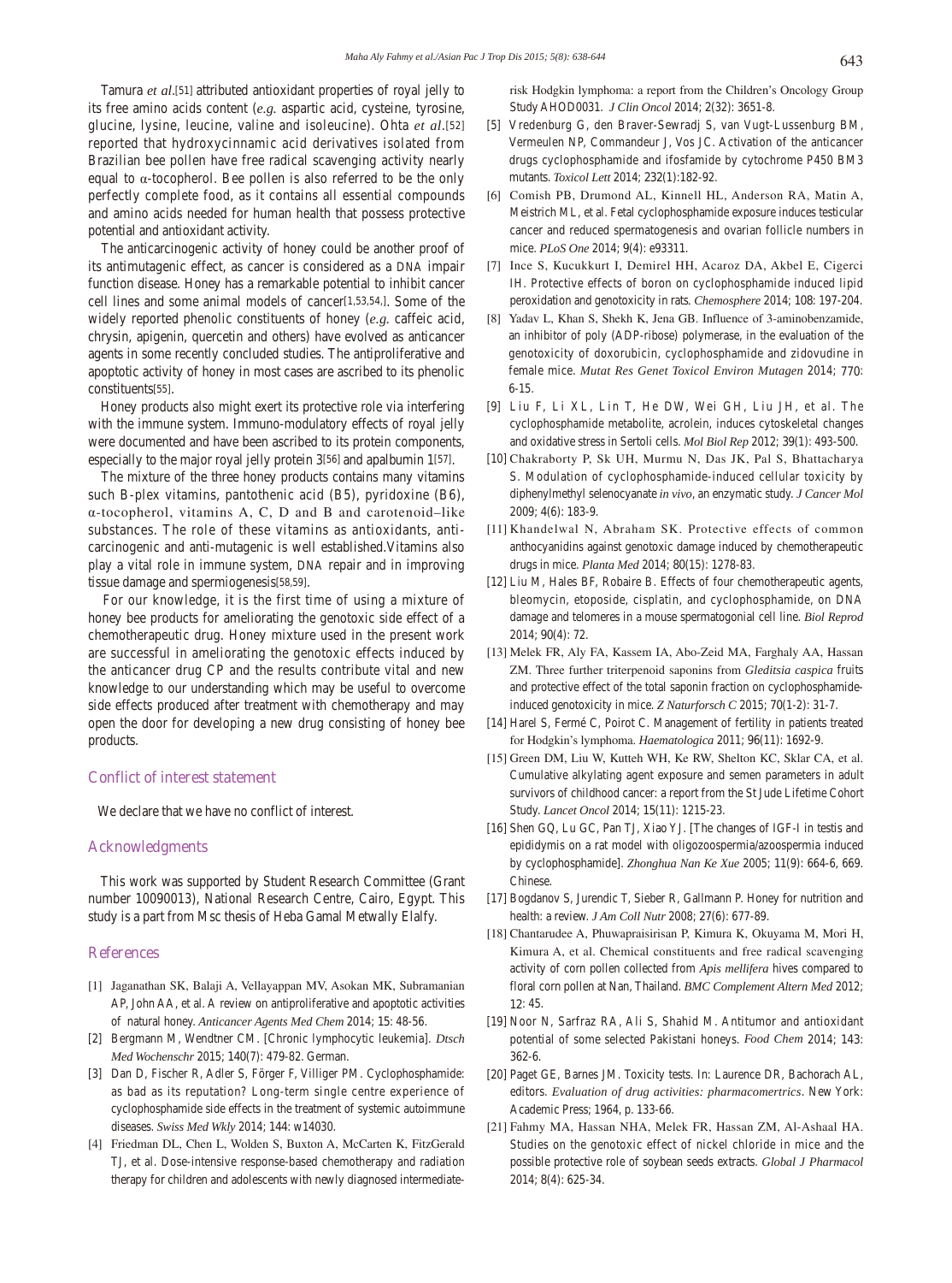Tamura *et al*.[51] attributed antioxidant properties of royal jelly to its free amino acids content (*e.g.* aspartic acid, cysteine, tyrosine, glucine, lysine, leucine, valine and isoleucine). Ohta *et al*.[52] reported that hydroxycinnamic acid derivatives isolated from Brazilian bee pollen have free radical scavenging activity nearly equal to α-tocopherol. Bee pollen is also referred to be the only perfectly complete food, as it contains all essential compounds and amino acids needed for human health that possess protective potential and antioxidant activity.

The anticarcinogenic activity of honey could be another proof of its antimutagenic effect, as cancer is considered as a DNA impair function disease. Honey has a remarkable potential to inhibit cancer cell lines and some animal models of cancer[1,53,54,]. Some of the widely reported phenolic constituents of honey (*e.g.* caffeic acid, chrysin, apigenin, quercetin and others) have evolved as anticancer agents in some recently concluded studies. The antiproliferative and apoptotic activity of honey in most cases are ascribed to its phenolic constituents[55].

Honey products also might exert its protective role via interfering with the immune system. Immuno-modulatory effects of royal jelly were documented and have been ascribed to its protein components, especially to the major royal jelly protein 3[56] and apalbumin 1[57].

The mixture of the three honey products contains many vitamins such B-plex vitamins, pantothenic acid (B5), pyridoxine (B6), α-tocopherol, vitamins A, C, D and B and carotenoid–like substances. The role of these vitamins as antioxidants, anti-carcinogenic and anti-mutagenic is well established.Vitamins also play a vital role in immune system, DNA repair and in improving tissue damage and spermiogenesis[58,59].

For our knowledge, it is the first time of using a mixture of honey bee products for ameliorating the genotoxic side effect of a chemotherapeutic drug. Honey mixture used in the present work are successful in ameliorating the genotoxic effects induced by the anticancer drug CP and the results contribute vital and new knowledge to our understanding which may be useful to overcome side effects produced after treatment with chemotherapy and may open the door for developing a new drug consisting of honey bee products.

## Conflict of interest statement

We declare that we have no conflict of interest.

## Acknowledgments

This work was supported by Student Research Committee (Grant number 10090013), National Research Centre, Cairo, Egypt. This study is a part from Msc thesis of Heba Gamal Metwally Elalfy.

## References

[1] Jaganathan SK, Balaji A, Vellayappan MV, Asokan MK, Subramanian AP, John AA, et al. A review on antiproliferative and apoptotic activities of natural honey. *Anticancer Agents Med Chem* 2014; 15: 48-56.

[2] Bergmann M, Wendtner CM. [Chronic lymphocytic leukemia]. *Dtsch Med Wochenschr* 2015; 140(7): 479-82. German.

[3] Dan D, Fischer R, Adler S, Förger F, Villiger PM. Cyclophosphamide: as bad as its reputation? Long-term single centre experience of cyclophosphamide side effects in the treatment of systemic autoimmune diseases. *Swiss Med Wkly* 2014; 144: w14030.

[4] Friedman DL, Chen L, Wolden S, Buxton A, McCarten K, FitzGerald TJ, et al. Dose-intensive response-based chemotherapy and radiation therapy for children and adolescents with newly diagnosed intermediate-risk Hodgkin lymphoma: a report from the Children's Oncology Group Study AHOD0031. *J Clin Oncol* 2014; 2(32): 3651-8.

[5] Vredenburg G, den Braver-Sewradj S, van Vugt-Lussenburg BM, Vermeulen NP, Commandeur J, Vos JC. Activation of the anticancer drugs cyclophosphamide and ifosfamide by cytochrome P450 BM3 mutants. *Toxicol Lett* 2014; 232(1):182-92.

[6] Comish PB, Drumond AL, Kinnell HL, Anderson RA, Matin A, Meistrich ML, et al. Fetal cyclophosphamide exposure induces testicular cancer and reduced spermatogenesis and ovarian follicle numbers in mice. *PLoS One* 2014; 9(4): e93311.

[7] Ince S, Kucukkurt I, Demirel HH, Acaroz DA, Akbel E, Cigerci IH. Protective effects of boron on cyclophosphamide induced lipid peroxidation and genotoxicity in rats. *Chemosphere* 2014; 108: 197-204.

[8] Yadav L, Khan S, Shekh K, Jena GB. Influence of 3-aminobenzamide, an inhibitor of poly (ADP-ribose) polymerase, in the evaluation of the genotoxicity of doxorubicin, cyclophosphamide and zidovudine in female mice. *Mutat Res Genet Toxicol Environ Mutagen* 2014; 770: 6-15.

[9] Liu F, Li XL, Lin T, He DW, Wei GH, Liu JH, et al. The cyclophosphamide metabolite, acrolein, induces cytoskeletal changes and oxidative stress in Sertoli cells. *Mol Biol Rep* 2012; 39(1): 493-500.

[10] Chakraborty P, Sk UH, Murmu N, Das JK, Pal S, Bhattacharya S. Modulation of cyclophosphamide-induced cellular toxicity by diphenylmethyl selenocyanate *in vivo*, an enzymatic study. *J Cancer Mol* 2009; 4(6): 183-9.

[11] Khandelwal N, Abraham SK. Protective effects of common anthocyanidins against genotoxic damage induced by chemotherapeutic drugs in mice. *Planta Med* 2014; 80(15): 1278-83.

[12] Liu M, Hales BF, Robaire B. Effects of four chemotherapeutic agents, bleomycin, etoposide, cisplatin, and cyclophosphamide, on DNA damage and telomeres in a mouse spermatogonial cell line. *Biol Reprod* 2014; 90(4): 72.

[13] Melek FR, Aly FA, Kassem IA, Abo-Zeid MA, Farghaly AA, Hassan ZM. Three further triterpenoid saponins from *Gleditsia caspica* fruits and protective effect of the total saponin fraction on cyclophosphamide-induced genotoxicity in mice. *Z Naturforsch C* 2015; 70(1-2): 31-7.

[14] Harel S, Fermé C, Poirot C. Management of fertility in patients treated for Hodgkin's lymphoma. *Haematologica* 2011; 96(11): 1692-9.

[15] Green DM, Liu W, Kutteh WH, Ke RW, Shelton KC, Sklar CA, et al. Cumulative alkylating agent exposure and semen parameters in adult survivors of childhood cancer: a report from the St Jude Lifetime Cohort Study. *Lancet Oncol* 2014; 15(11): 1215-23.

[16] Shen GQ, Lu GC, Pan TJ, Xiao YJ. [The changes of IGF-I in testis and epididymis on a rat model with oligozoospermia/azoospermia induced by cyclophosphamide]. *Zhonghua Nan Ke Xue* 2005; 11(9): 664-6, 669. Chinese.

[17] Bogdanov S, Jurendic T, Sieber R, Gallmann P. Honey for nutrition and health: a review. *J Am Coll Nutr* 2008; 27(6): 677-89.

[18] Chantarudee A, Phuwapraisirisan P, Kimura K, Okuyama M, Mori H, Kimura A, et al. Chemical constituents and free radical scavenging activity of corn pollen collected from *Apis mellifera* hives compared to floral corn pollen at Nan, Thailand. *BMC Complement Altern Med* 2012; 12: 45.

[19] Noor N, Sarfraz RA, Ali S, Shahid M. Antitumor and antioxidant potential of some selected Pakistani honeys. *Food Chem* 2014; 143: 362-6.

[20] Paget GE, Barnes JM. Toxicity tests. In: Laurence DR, Bachorach AL, editors. *Evaluation of drug activities: pharmacomertrics*. New York: Academic Press; 1964, p. 133-66.

[21] Fahmy MA, Hassan NHA, Melek FR, Hassan ZM, Al-Ashaal HA. Studies on the genotoxic effect of nickel chloride in mice and the possible protective role of soybean seeds extracts. *Global J Pharmacol* 2014; 8(4): 625-34.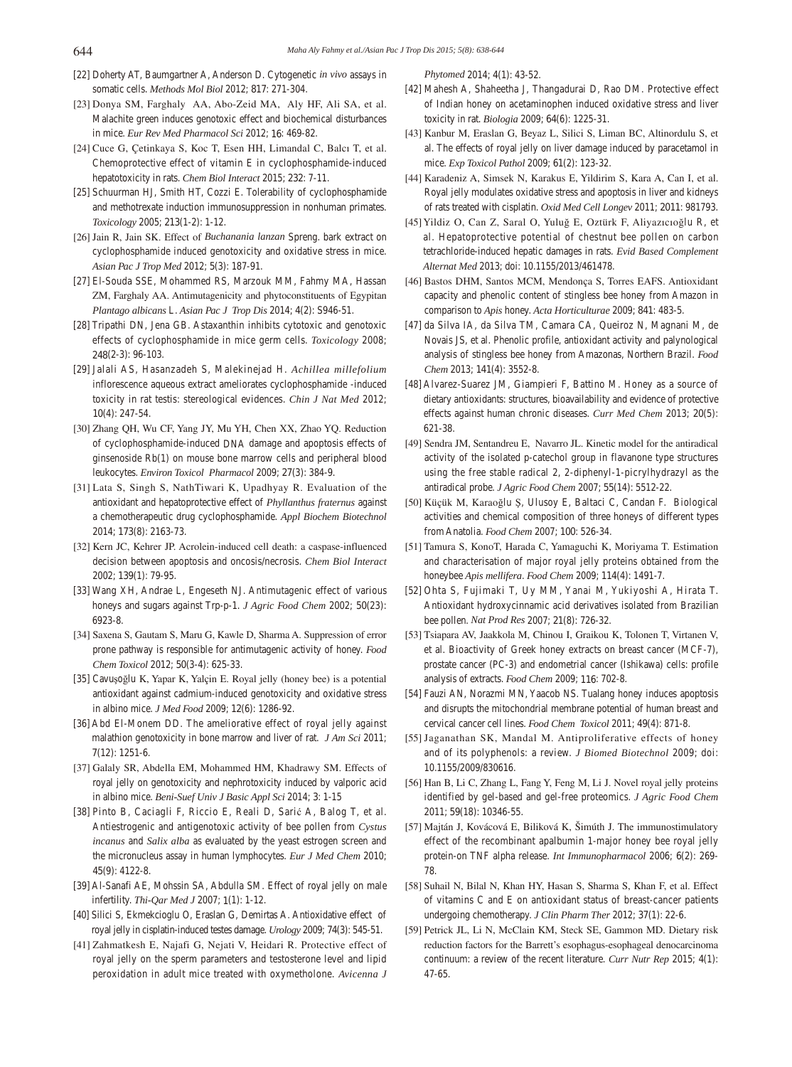[22] Doherty AT, Baumgartner A, Anderson D. Cytogenetic *in vivo* assays in somatic cells. *Methods Mol Biol* 2012; 817: 271-304.

[23] Donya SM, Farghaly AA, Abo-Zeid MA, Aly HF, Ali SA, et al. Malachite green induces genotoxic effect and biochemical disturbances in mice. *Eur Rev Med Pharmacol Sci* 2012; 16: 469-82.

[24] Cuce G, Çetinkaya S, Koc T, Esen HH, Limandal C, Balcı T, et al. Chemoprotective effect of vitamin E in cyclophosphamide-induced hepatotoxicity in rats. *Chem Biol Interact* 2015; 232: 7-11.

[25] Schuurman HJ, Smith HT, Cozzi E. Tolerability of cyclophosphamide and methotrexate induction immunosuppression in nonhuman primates. *Toxicology* 2005; 213(1-2): 1-12.

[26] Jain R, Jain SK. Effect of *Buchanania lanzan* Spreng. bark extract on cyclophosphamide induced genotoxicity and oxidative stress in mice. *Asian Pac J Trop Med* 2012; 5(3): 187-91.

[27] El-Souda SSE, Mohammed RS, Marzouk MM, Fahmy MA, Hassan ZM, Farghaly AA. Antimutagenicity and phytoconstituents of Egypitan *Plantago albicans* L. *Asian Pac J Trop Dis* 2014; 4(2): S946-51.

[28] Tripathi DN, Jena GB. Astaxanthin inhibits cytotoxic and genotoxic effects of cyclophosphamide in mice germ cells. *Toxicology* 2008; 248(2-3): 96-103.

[29] Jalali AS, Hasanzadeh S, Malekinejad H. *Achillea millefolium* inflorescence aqueous extract ameliorates cyclophosphamide -induced toxicity in rat testis: stereological evidences. *Chin J Nat Med* 2012; 10(4): 247-54.

[30] Zhang QH, Wu CF, Yang JY, Mu YH, Chen XX, Zhao YQ. Reduction of cyclophosphamide-induced DNA damage and apoptosis effects of ginsenoside Rb(1) on mouse bone marrow cells and peripheral blood leukocytes. *Environ Toxicol Pharmacol* 2009; 27(3): 384-9.

[31] Lata S, Singh S, NathTiwari K, Upadhyay R. Evaluation of the antioxidant and hepatoprotective effect of *Phyllanthus fraternus* against a chemotherapeutic drug cyclophosphamide. *Appl Biochem Biotechnol* 2014; 173(8): 2163-73.

[32] Kern JC, Kehrer JP. Acrolein-induced cell death: a caspase-influenced decision between apoptosis and oncosis/necrosis. *Chem Biol Interact* 2002; 139(1): 79-95.

[33] Wang XH, Andrae L, Engeseth NJ. Antimutagenic effect of various honeys and sugars against Trp-p-1. *J Agric Food Chem* 2002; 50(23): 6923-8.

[34] Saxena S, Gautam S, Maru G, Kawle D, Sharma A. Suppression of error prone pathway is responsible for antimutagenic activity of honey. *Food Chem Toxicol* 2012; 50(3-4): 625-33.

[35] Cavuşoğlu K, Yapar K, Yalçin E. Royal jelly (honey bee) is a potential antioxidant against cadmium-induced genotoxicity and oxidative stress in albino mice. *J Med Food* 2009; 12(6): 1286-92.

[36] Abd El-Monem DD. The ameliorative effect of royal jelly against malathion genotoxicity in bone marrow and liver of rat. *J Am Sci* 2011; 7(12): 1251-6.

[37] Galaly SR, Abdella EM, Mohammed HM, Khadrawy SM. Effects of royal jelly on genotoxicity and nephrotoxicity induced by valproic acid in albino mice. *Beni-Suef Univ J Basic Appl Sci* 2014; 3: 1-15

[38] Pinto B, Caciagli F, Riccio E, Reali D, Sarić A, Balog T, et al. Antiestrogenic and antigenotoxic activity of bee pollen from *Cystus incanus* and *Salix alba* as evaluated by the yeast estrogen screen and the micronucleus assay in human lymphocytes. *Eur J Med Chem* 2010; 45(9): 4122-8.

[39] Al-Sanafi AE, Mohssin SA, Abdulla SM. Effect of royal jelly on male infertility. *Thi-Qar Med J* 2007; 1(1): 1-12.

[40] Silici S, Ekmekcioglu O, Eraslan G, Demirtas A. Antioxidative effect of royal jelly in cisplatin-induced testes damage. *Urology* 2009; 74(3): 545-51.

[41] Zahmatkesh E, Najafi G, Nejati V, Heidari R. Protective effect of royal jelly on the sperm parameters and testosterone level and lipid peroxidation in adult mice treated with oxymetholone. *Avicenna J Phytomed* 2014; 4(1): 43-52.

[42] Mahesh A, Shaheetha J, Thangadurai D, Rao DM. Protective effect of Indian honey on acetaminophen induced oxidative stress and liver toxicity in rat. *Biologia* 2009; 64(6): 1225-31.

[43] Kanbur M, Eraslan G, Beyaz L, Silici S, Liman BC, Altinordulu S, et al. The effects of royal jelly on liver damage induced by paracetamol in mice. *Exp Toxicol Pathol* 2009; 61(2): 123-32.

[44] Karadeniz A, Simsek N, Karakus E, Yildirim S, Kara A, Can I, et al. Royal jelly modulates oxidative stress and apoptosis in liver and kidneys of rats treated with cisplatin. *Oxid Med Cell Longev* 2011; 2011: 981793.

[45] Yildiz O, Can Z, Saral O, Yuluğ E, Oztürk F, Aliyazıcıoğlu R, et al. Hepatoprotective potential of chestnut bee pollen on carbon tetrachloride-induced hepatic damages in rats. *Evid Based Complement Alternat Med* 2013; doi: 10.1155/2013/461478.

[46] Bastos DHM, Santos MCM, Mendonça S, Torres EAFS. Antioxidant capacity and phenolic content of stingless bee honey from Amazon in comparison to *Apis* honey. *Acta Horticulturae* 2009; 841: 483-5.

[47] da Silva IA, da Silva TM, Camara CA, Queiroz N, Magnani M, de Novais JS, et al. Phenolic profile, antioxidant activity and palynological analysis of stingless bee honey from Amazonas, Northern Brazil. *Food Chem* 2013; 141(4): 3552-8.

[48] Alvarez-Suarez JM, Giampieri F, Battino M. Honey as a source of dietary antioxidants: structures, bioavailability and evidence of protective effects against human chronic diseases. *Curr Med Chem* 2013; 20(5): 621-38.

[49] Sendra JM, Sentandreu E, Navarro JL. Kinetic model for the antiradical activity of the isolated p-catechol group in flavanone type structures using the free stable radical 2, 2-diphenyl-1-picrylhydrazyl as the antiradical probe. *J Agric Food Chem* 2007; 55(14): 5512-22.

[50] Küçük M, Karaoğlu Ş, Ulusoy E, Baltaci C, Candan F. Biological activities and chemical composition of three honeys of different types from Anatolia. *Food Chem* 2007; 100: 526-34.

[51] Tamura S, KonoT, Harada C, Yamaguchi K, Moriyama T. Estimation and characterisation of major royal jelly proteins obtained from the honeybee *Apis mellifera*. *Food Chem* 2009; 114(4): 1491-7.

[52] Ohta S, Fujimaki T, Uy MM, Yanai M, Yukiyoshi A, Hirata T. Antioxidant hydroxycinnamic acid derivatives isolated from Brazilian bee pollen. *Nat Prod Res* 2007; 21(8): 726-32.

[53] Tsiapara AV, Jaakkola M, Chinou I, Graikou K, Tolonen T, Virtanen V, et al. Bioactivity of Greek honey extracts on breast cancer (MCF-7), prostate cancer (PC-3) and endometrial cancer (Ishikawa) cells: profile analysis of extracts. *Food Chem* 2009; 116: 702-8.

[54] Fauzi AN, Norazmi MN, Yaacob NS. Tualang honey induces apoptosis and disrupts the mitochondrial membrane potential of human breast and cervical cancer cell lines. *Food Chem Toxicol* 2011; 49(4): 871-8.

[55] Jaganathan SK, Mandal M. Antiproliferative effects of honey and of its polyphenols: a review. *J Biomed Biotechnol* 2009; doi: 10.1155/2009/830616.

[56] Han B, Li C, Zhang L, Fang Y, Feng M, Li J. Novel royal jelly proteins identified by gel-based and gel-free proteomics. *J Agric Food Chem* 2011; 59(18): 10346-55.

[57] Majtán J, Kovácová E, Bilíková K, Šimúth J. The immunostimulatory effect of the recombinant apalbumin 1-major honey bee royal jelly protein-on TNF alpha release. *Int Immunopharmacol* 2006; 6(2): 269-78.

[58] Suhail N, Bilal N, Khan HY, Hasan S, Sharma S, Khan F, et al. Effect of vitamins C and E on antioxidant status of breast-cancer patients undergoing chemotherapy. *J Clin Pharm Ther* 2012; 37(1): 22-6.

[59] Petrick JL, Li N, McClain KM, Steck SE, Gammon MD. Dietary risk reduction factors for the Barrett's esophagus-esophageal denocarcinoma continuum: a review of the recent literature. *Curr Nutr Rep* 2015; 4(1): 47-65.